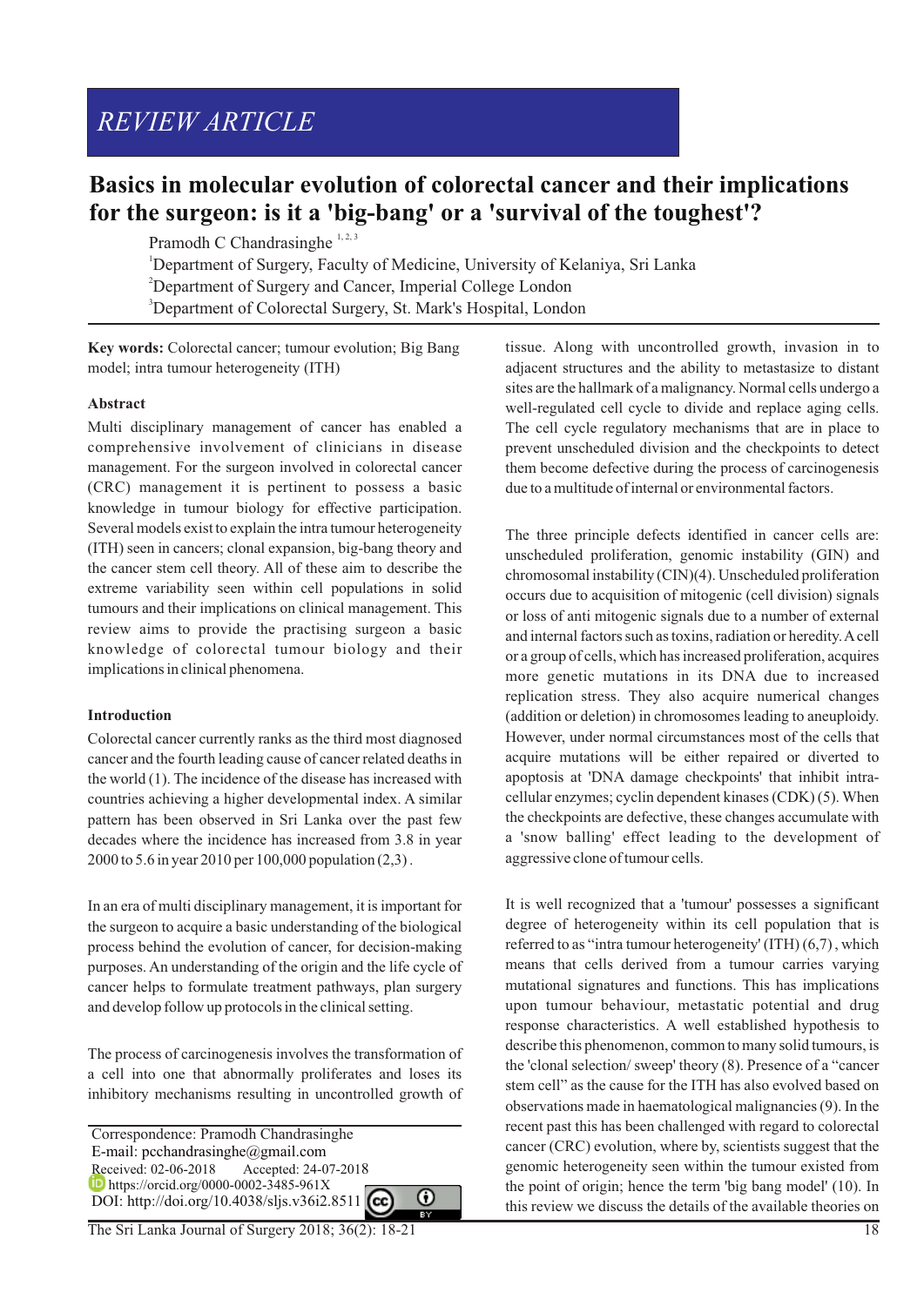*REVIEW ARTICLE*

# Basics in molecular evolution of colorectal cancer and their implications for the surgeon: is it a 'big-bang' or a 'survival of the toughest'?

Pramodh C Chandrasinghe [1,2,3]

[1]Department of Surgery, Faculty of Medicine, University of Kelaniya, Sri Lanka
[2]Department of Surgery and Cancer, Imperial College London
[3]Department of Colorectal Surgery, St. Mark's Hospital, London

**Key words:** Colorectal cancer; tumour evolution; Big Bang model; intra tumour heterogeneity (ITH)

### Abstract

Multi disciplinary management of cancer has enabled a comprehensive involvement of clinicians in disease management. For the surgeon involved in colorectal cancer (CRC) management it is pertinent to possess a basic knowledge in tumour biology for effective participation. Several models exist to explain the intra tumour heterogeneity (ITH) seen in cancers; clonal expansion, big-bang theory and the cancer stem cell theory. All of these aim to describe the extreme variability seen within cell populations in solid tumours and their implications on clinical management. This review aims to provide the practising surgeon a basic knowledge of colorectal tumour biology and their implications in clinical phenomena.

### Introduction

Colorectal cancer currently ranks as the third most diagnosed cancer and the fourth leading cause of cancer related deaths in the world (1). The incidence of the disease has increased with countries achieving a higher developmental index. A similar pattern has been observed in Sri Lanka over the past few decades where the incidence has increased from 3.8 in year 2000 to 5.6 in year 2010 per 100,000 population (2,3).

In an era of multi disciplinary management, it is important for the surgeon to acquire a basic understanding of the biological process behind the evolution of cancer, for decision-making purposes. An understanding of the origin and the life cycle of cancer helps to formulate treatment pathways, plan surgery and develop follow up protocols in the clinical setting.

The process of carcinogenesis involves the transformation of a cell into one that abnormally proliferates and loses its inhibitory mechanisms resulting in uncontrolled growth of tissue. Along with uncontrolled growth, invasion in to adjacent structures and the ability to metastasize to distant sites are the hallmark of a malignancy. Normal cells undergo a well-regulated cell cycle to divide and replace aging cells. The cell cycle regulatory mechanisms that are in place to prevent unscheduled division and the checkpoints to detect them become defective during the process of carcinogenesis due to a multitude of internal or environmental factors.

The three principle defects identified in cancer cells are: unscheduled proliferation, genomic instability (GIN) and chromosomal instability (CIN)(4). Unscheduled proliferation occurs due to acquisition of mitogenic (cell division) signals or loss of anti mitogenic signals due to a number of external and internal factors such as toxins, radiation or heredity. A cell or a group of cells, which has increased proliferation, acquires more genetic mutations in its DNA due to increased replication stress. They also acquire numerical changes (addition or deletion) in chromosomes leading to aneuploidy. However, under normal circumstances most of the cells that acquire mutations will be either repaired or diverted to apoptosis at 'DNA damage checkpoints' that inhibit intra-cellular enzymes; cyclin dependent kinases (CDK) (5). When the checkpoints are defective, these changes accumulate with a 'snow balling' effect leading to the development of aggressive clone of tumour cells.

It is well recognized that a 'tumour' possesses a significant degree of heterogeneity within its cell population that is referred to as "intra tumour heterogeneity' (ITH) (6,7), which means that cells derived from a tumour carries varying mutational signatures and functions. This has implications upon tumour behaviour, metastatic potential and drug response characteristics. A well established hypothesis to describe this phenomenon, common to many solid tumours, is the 'clonal selection/ sweep' theory (8). Presence of a "cancer stem cell" as the cause for the ITH has also evolved based on observations made in haematological malignancies (9). In the recent past this has been challenged with regard to colorectal cancer (CRC) evolution, where by, scientists suggest that the genomic heterogeneity seen within the tumour existed from the point of origin; hence the term 'big bang model' (10). In this review we discuss the details of the available theories on

Correspondence: Pramodh Chandrasinghe
E-mail: pcchandrasinghe@gmail.com
Received: 02-06-2018 Accepted: 24-07-2018
https://orcid.org/0000-0002-3485-961X
DOI: http://doi.org/10.4038/sljs.v36i2.8511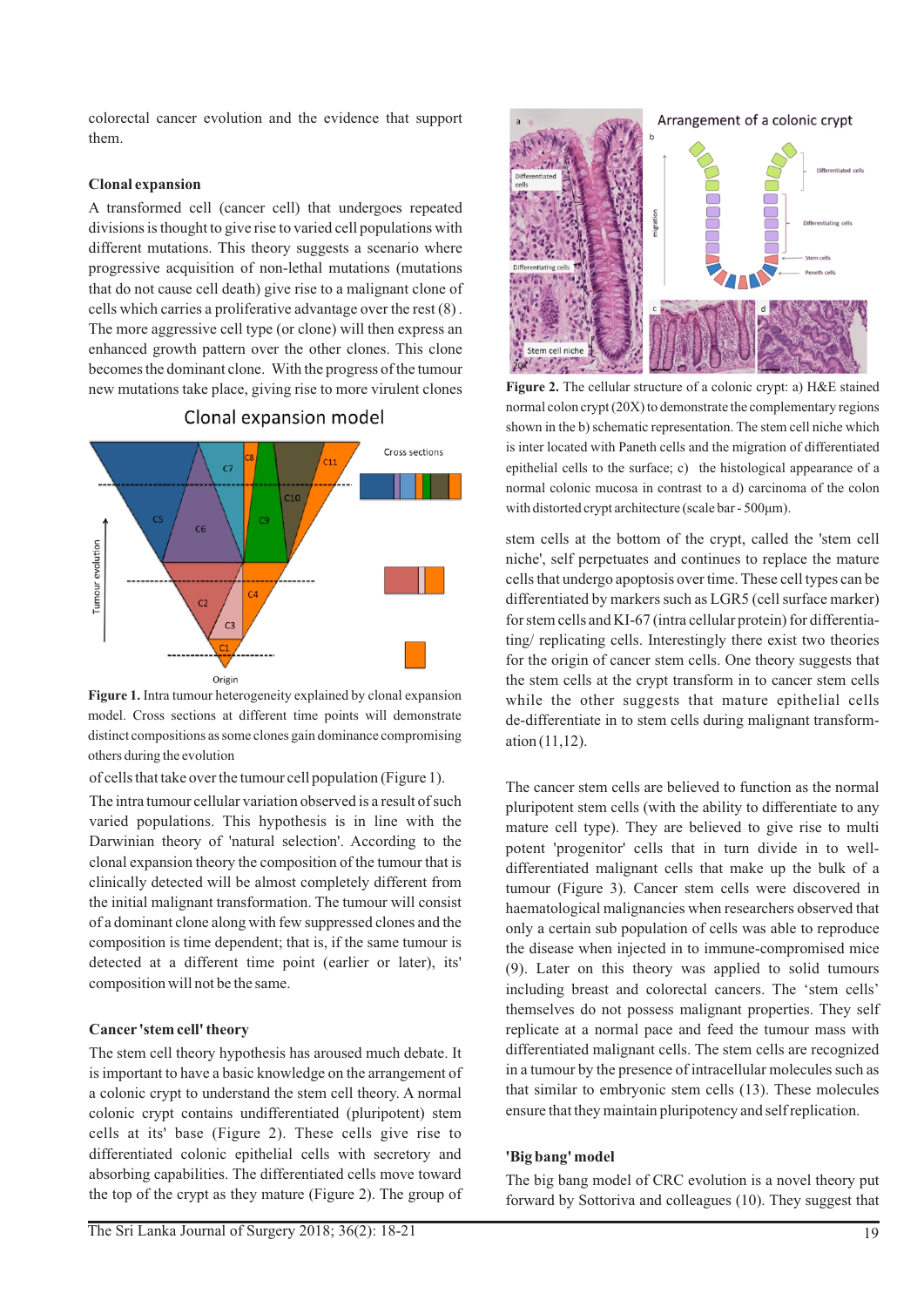colorectal cancer evolution and the evidence that support them.

### Clonal expansion

A transformed cell (cancer cell) that undergoes repeated divisions is thought to give rise to varied cell populations with different mutations. This theory suggests a scenario where progressive acquisition of non-lethal mutations (mutations that do not cause cell death) give rise to a malignant clone of cells which carries a proliferative advantage over the rest (8). The more aggressive cell type (or clone) will then express an enhanced growth pattern over the other clones. This clone becomes the dominant clone. With the progress of the tumour new mutations take place, giving rise to more virulent clones of cells that take over the tumour cell population (Figure 1).

**Figure 1.** Intra tumour heterogeneity explained by clonal expansion model. Cross sections at different time points will demonstrate distinct compositions as some clones gain dominance compromising others during the evolution

The intra tumour cellular variation observed is a result of such varied populations. This hypothesis is in line with the Darwinian theory of 'natural selection'. According to the clonal expansion theory the composition of the tumour that is clinically detected will be almost completely different from the initial malignant transformation. The tumour will consist of a dominant clone along with few suppressed clones and the composition is time dependent; that is, if the same tumour is detected at a different time point (earlier or later), its' composition will not be the same.

### Cancer 'stem cell' theory

The stem cell theory hypothesis has aroused much debate. It is important to have a basic knowledge on the arrangement of a colonic crypt to understand the stem cell theory. A normal colonic crypt contains undifferentiated (pluripotent) stem cells at its' base (Figure 2). These cells give rise to differentiated colonic epithelial cells with secretory and absorbing capabilities. The differentiated cells move toward the top of the crypt as they mature (Figure 2). The group of stem cells at the bottom of the crypt, called the 'stem cell niche', self perpetuates and continues to replace the mature cells that undergo apoptosis over time. These cell types can be differentiated by markers such as LGR5 (cell surface marker) for stem cells and KI-67 (intra cellular protein) for differentiating/ replicating cells. Interestingly there exist two theories for the origin of cancer stem cells. One theory suggests that the stem cells at the crypt transform in to cancer stem cells while the other suggests that mature epithelial cells de-differentiate in to stem cells during malignant transformation (11,12).

**Figure 2.** The cellular structure of a colonic crypt: a) H&E stained normal colon crypt (20X) to demonstrate the complementary regions shown in the b) schematic representation. The stem cell niche which is inter located with Paneth cells and the migration of differentiated epithelial cells to the surface; c) the histological appearance of a normal colonic mucosa in contrast to a d) carcinoma of the colon with distorted crypt architecture (scale bar - 500μm).

The cancer stem cells are believed to function as the normal pluripotent stem cells (with the ability to differentiate to any mature cell type). They are believed to give rise to multi potent 'progenitor' cells that in turn divide in to well-differentiated malignant cells that make up the bulk of a tumour (Figure 3). Cancer stem cells were discovered in haematological malignancies when researchers observed that only a certain sub population of cells was able to reproduce the disease when injected in to immune-compromised mice (9). Later on this theory was applied to solid tumours including breast and colorectal cancers. The 'stem cells' themselves do not possess malignant properties. They self replicate at a normal pace and feed the tumour mass with differentiated malignant cells. The stem cells are recognized in a tumour by the presence of intracellular molecules such as that similar to embryonic stem cells (13). These molecules ensure that they maintain pluripotency and self replication.

### 'Big bang' model

The big bang model of CRC evolution is a novel theory put forward by Sottoriva and colleagues (10). They suggest that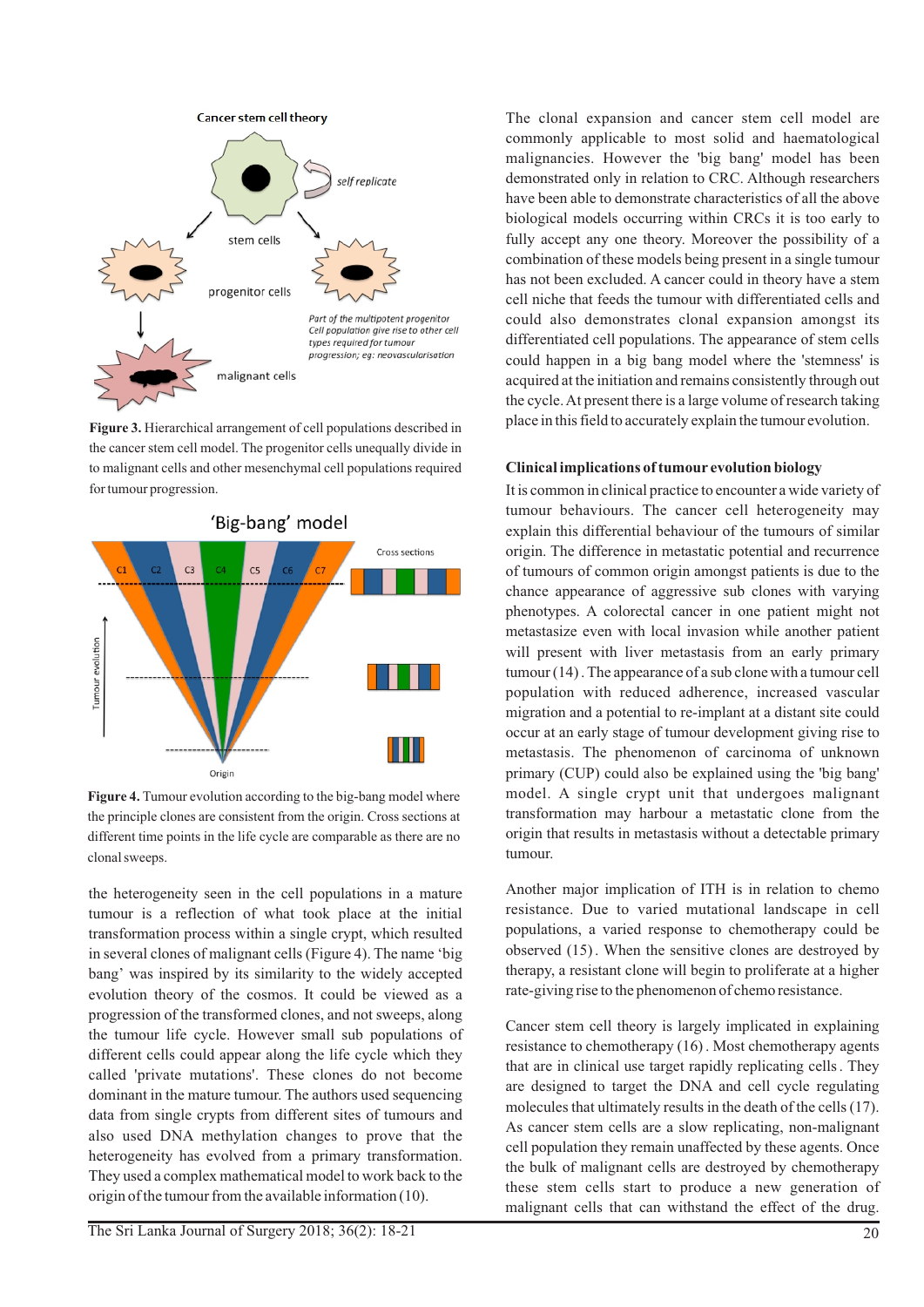Figure 3. Hierarchical arrangement of cell populations described in the cancer stem cell model. The progenitor cells unequally divide in to malignant cells and other mesenchymal cell populations required for tumour progression.

**Figure 4.** Tumour evolution according to the big-bang model where the principle clones are consistent from the origin. Cross sections at different time points in the life cycle are comparable as there are no clonal sweeps.

the heterogeneity seen in the cell populations in a mature tumour is a reflection of what took place at the initial transformation process within a single crypt, which resulted in several clones of malignant cells (Figure 4). The name 'big bang' was inspired by its similarity to the widely accepted evolution theory of the cosmos. It could be viewed as a progression of the transformed clones, and not sweeps, along the tumour life cycle. However small sub populations of different cells could appear along the life cycle which they called 'private mutations'. These clones do not become dominant in the mature tumour. The authors used sequencing data from single crypts from different sites of tumours and also used DNA methylation changes to prove that the heterogeneity has evolved from a primary transformation. They used a complex mathematical model to work back to the origin of the tumour from the available information (10).

The clonal expansion and cancer stem cell model are commonly applicable to most solid and haematological malignancies. However the 'big bang' model has been demonstrated only in relation to CRC. Although researchers have been able to demonstrate characteristics of all the above biological models occurring within CRCs it is too early to fully accept any one theory. Moreover the possibility of a combination of these models being present in a single tumour has not been excluded. A cancer could in theory have a stem cell niche that feeds the tumour with differentiated cells and could also demonstrates clonal expansion amongst its differentiated cell populations. The appearance of stem cells could happen in a big bang model where the 'stemness' is acquired at the initiation and remains consistently through out the cycle. At present there is a large volume of research taking place in this field to accurately explain the tumour evolution.

## Clinical implications of tumour evolution biology

It is common in clinical practice to encounter a wide variety of tumour behaviours. The cancer cell heterogeneity may explain this differential behaviour of the tumours of similar origin. The difference in metastatic potential and recurrence of tumours of common origin amongst patients is due to the chance appearance of aggressive sub clones with varying phenotypes. A colorectal cancer in one patient might not metastasize even with local invasion while another patient will present with liver metastasis from an early primary tumour (14). The appearance of a sub clone with a tumour cell population with reduced adherence, increased vascular migration and a potential to re-implant at a distant site could occur at an early stage of tumour development giving rise to metastasis. The phenomenon of carcinoma of unknown primary (CUP) could also be explained using the 'big bang' model. A single crypt unit that undergoes malignant transformation may harbour a metastatic clone from the origin that results in metastasis without a detectable primary tumour.

Another major implication of ITH is in relation to chemo resistance. Due to varied mutational landscape in cell populations, a varied response to chemotherapy could be observed (15). When the sensitive clones are destroyed by therapy, a resistant clone will begin to proliferate at a higher rate-giving rise to the phenomenon of chemo resistance.

Cancer stem cell theory is largely implicated in explaining resistance to chemotherapy (16). Most chemotherapy agents that are in clinical use target rapidly replicating cells. They are designed to target the DNA and cell cycle regulating molecules that ultimately results in the death of the cells (17). As cancer stem cells are a slow replicating, non-malignant cell population they remain unaffected by these agents. Once the bulk of malignant cells are destroyed by chemotherapy these stem cells start to produce a new generation of malignant cells that can withstand the effect of the drug.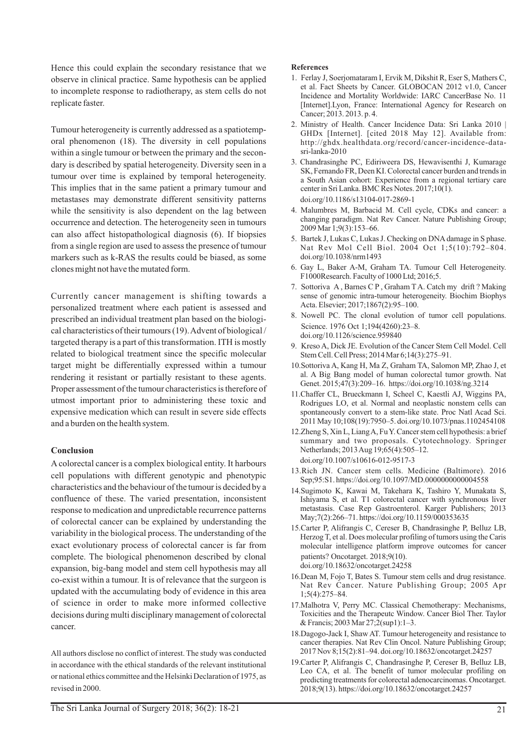Hence this could explain the secondary resistance that we observe in clinical practice. Same hypothesis can be applied to incomplete response to radiotherapy, as stem cells do not replicate faster.

Tumour heterogeneity is currently addressed as a spatiotemporal phenomenon (18). The diversity in cell populations within a single tumour or between the primary and the secondary is described by spatial heterogeneity. Diversity seen in a tumour over time is explained by temporal heterogeneity. This implies that in the same patient a primary tumour and metastases may demonstrate different sensitivity patterns while the sensitivity is also dependent on the lag between occurrence and detection. The heterogeneity seen in tumours can also affect histopathological diagnosis (6). If biopsies from a single region are used to assess the presence of tumour markers such as k-RAS the results could be biased, as some clones might not have the mutated form.

Currently cancer management is shifting towards a personalized treatment where each patient is assessed and prescribed an individual treatment plan based on the biological characteristics of their tumours (19). Advent of biological / targeted therapy is a part of this transformation. ITH is mostly related to biological treatment since the specific molecular target might be differentially expressed within a tumour rendering it resistant or partially resistant to these agents. Proper assessment of the tumour characteristics is therefore of utmost important prior to administering these toxic and expensive medication which can result in severe side effects and a burden on the health system.

## Conclusion

A colorectal cancer is a complex biological entity. It harbours cell populations with different genotypic and phenotypic characteristics and the behaviour of the tumour is decided by a confluence of these. The varied presentation, inconsistent response to medication and unpredictable recurrence patterns of colorectal cancer can be explained by understanding the variability in the biological process. The understanding of the exact evolutionary process of colorectal cancer is far from complete. The biological phenomenon described by clonal expansion, big-bang model and stem cell hypothesis may all co-exist within a tumour. It is of relevance that the surgeon is updated with the accumulating body of evidence in this area of science in order to make more informed collective decisions during multi disciplinary management of colorectal cancer.

All authors disclose no conflict of interest. The study was conducted in accordance with the ethical standards of the relevant institutional or national ethics committee and the Helsinki Declaration of 1975, as revised in 2000.

## References

1. Ferlay J, Soerjomataram I, Ervik M, Dikshit R, Eser S, Mathers C, et al. Fact Sheets by Cancer. GLOBOCAN 2012 v1.0, Cancer Incidence and Mortality Worldwide: IARC CancerBase No. 11 [Internet].Lyon, France: International Agency for Research on Cancer; 2013. 2013. p. 4.
2. Ministry of Health. Cancer Incidence Data: Sri Lanka 2010 | GHDx [Internet]. [cited 2018 May 12]. Available from: http://ghdx.healthdata.org/record/cancer-incidence-data-sri-lanka-2010
3. Chandrasinghe PC, Ediriweera DS, Hewavisenthi J, Kumarage SK, Fernando FR, Deen KI. Colorectal cancer burden and trends in a South Asian cohort: Experience from a regional tertiary care center in Sri Lanka. BMC Res Notes. 2017;10(1). doi.org/10.1186/s13104-017-2869-1
4. Malumbres M, Barbacid M. Cell cycle, CDKs and cancer: a changing paradigm. Nat Rev Cancer. Nature Publishing Group; 2009 Mar 1;9(3):153–66.
5. Bartek J, Lukas C, Lukas J. Checking on DNA damage in S phase. Nat Rev Mol Cell Biol. 2004 Oct 1;5(10):792–804. doi.org/10.1038/nrm1493
6. Gay L, Baker A-M, Graham TA. Tumour Cell Heterogeneity. F1000Research. Faculty of 1000 Ltd; 2016;5.
7. Sottoriva A , Barnes C P , Graham T A. Catch my drift ? Making sense of genomic intra-tumour heterogeneity. Biochim Biophys Acta. Elsevier; 2017;1867(2):95–100.
8. Nowell PC. The clonal evolution of tumor cell populations. Science. 1976 Oct 1;194(4260):23–8. doi.org/10.1126/science.959840
9. Kreso A, Dick JE. Evolution of the Cancer Stem Cell Model. Cell Stem Cell. Cell Press; 2014 Mar 6;14(3):275–91.
10. Sottoriva A, Kang H, Ma Z, Graham TA, Salomon MP, Zhao J, et al. A Big Bang model of human colorectal tumor growth. Nat Genet. 2015;47(3):209–16. https://doi.org/10.1038/ng.3214
11. Chaffer CL, Brueckmann I, Scheel C, Kaestli AJ, Wiggins PA, Rodrigues LO, et al. Normal and neoplastic nonstem cells can spontaneously convert to a stem-like state. Proc Natl Acad Sci. 2011 May 10;108(19):7950–5. doi.org/10.1073/pnas.1102454108
12. Zheng S, Xin L, Liang A, Fu Y. Cancer stem cell hypothesis: a brief summary and two proposals. Cytotechnology. Springer Netherlands; 2013 Aug 19;65(4):505–12. doi.org/10.1007/s10616-012-9517-3
13. Rich JN. Cancer stem cells. Medicine (Baltimore). 2016 Sep;95:S1. https://doi.org/10.1097/MD.0000000000004558
14. Sugimoto K, Kawai M, Takehara K, Tashiro Y, Munakata S, Ishiyama S, et al. T1 colorectal cancer with synchronous liver metastasis. Case Rep Gastroenterol. Karger Publishers; 2013 May;7(2):266–71. https://doi.org/10.1159/000353635
15. Carter P, Alifrangis C, Cereser B, Chandrasinghe P, Belluz LB, Herzog T, et al. Does molecular profiling of tumors using the Caris molecular intelligence platform improve outcomes for cancer patients? Oncotarget. 2018;9(10). doi.org/10.18632/oncotarget.24258
16. Dean M, Fojo T, Bates S. Tumour stem cells and drug resistance. Nat Rev Cancer. Nature Publishing Group; 2005 Apr 1;5(4):275–84.
17. Malhotra V, Perry MC. Classical Chemotherapy: Mechanisms, Toxicities and the Therapeutc Window. Cancer Biol Ther. Taylor & Francis; 2003 Mar 27;2(sup1):1–3.
18. Dagogo-Jack I, Shaw AT. Tumour heterogeneity and resistance to cancer therapies. Nat Rev Clin Oncol. Nature Publishing Group; 2017 Nov 8;15(2):81–94. doi.org/10.18632/oncotarget.24257
19. Carter P, Alifrangis C, Chandrasinghe P, Cereser B, Belluz LB, Leo CA, et al. The benefit of tumor molecular profiling on predicting treatments for colorectal adenocarcinomas. Oncotarget. 2018;9(13). https://doi.org/10.18632/oncotarget.24257